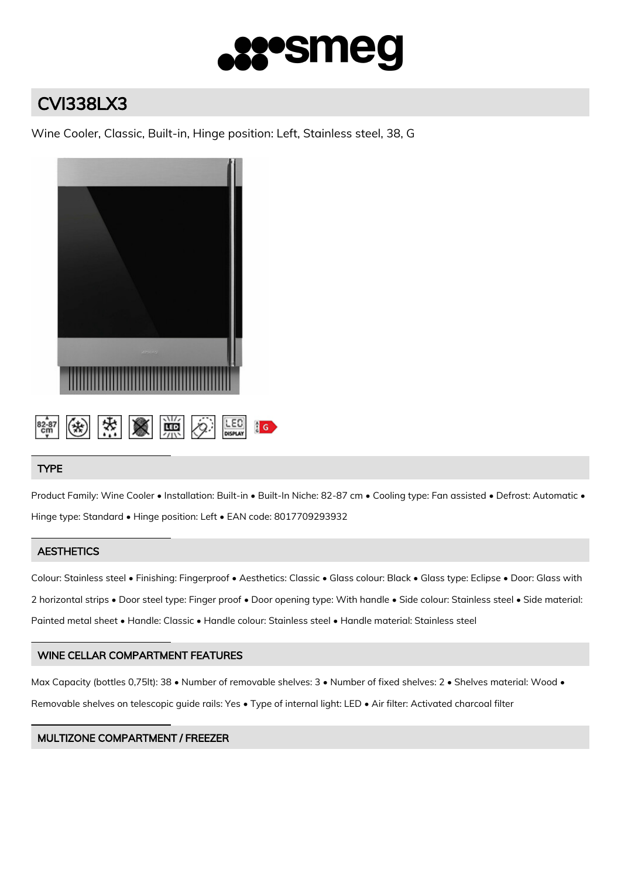# CVI338LX3

Wine Cooler, Classic, Built-in, Hinge position: Left, Stainless steel, 38, G

## TYPE

Product Family: Wine Cooler • Installation: Built-in • Built-In Niche: 82-87 cm • Cooling type: Fan assisted • Defrost: Automatic • Hinge type: Standard • Hinge position: Left • EAN code: 8017709293932

## AESTHETICS

Colour: Stainless steel • Finishing: Fingerproof • Aesthetics: Classic • Glass colour: Black • Glass type: Eclipse • Door: Glass with 2 horizontal strips • Door steel type: Finger proof • Door opening type: With handle • Side colour: Stainless steel • Side material: Painted metal sheet • Handle: Classic • Handle colour: Stainless steel • Handle material: Stainless steel

## WINE CELLAR COMPARTMENT FEATURES

Max Capacity (bottles 0,75lt): 38 • Number of removable shelves: 3 • Number of fixed shelves: 2 • Shelves material: Wood • Removable shelves on telescopic guide rails: Yes • Type of internal light: LED • Air filter: Activated charcoal filter

## MULTIZONE COMPARTMENT / FREEZER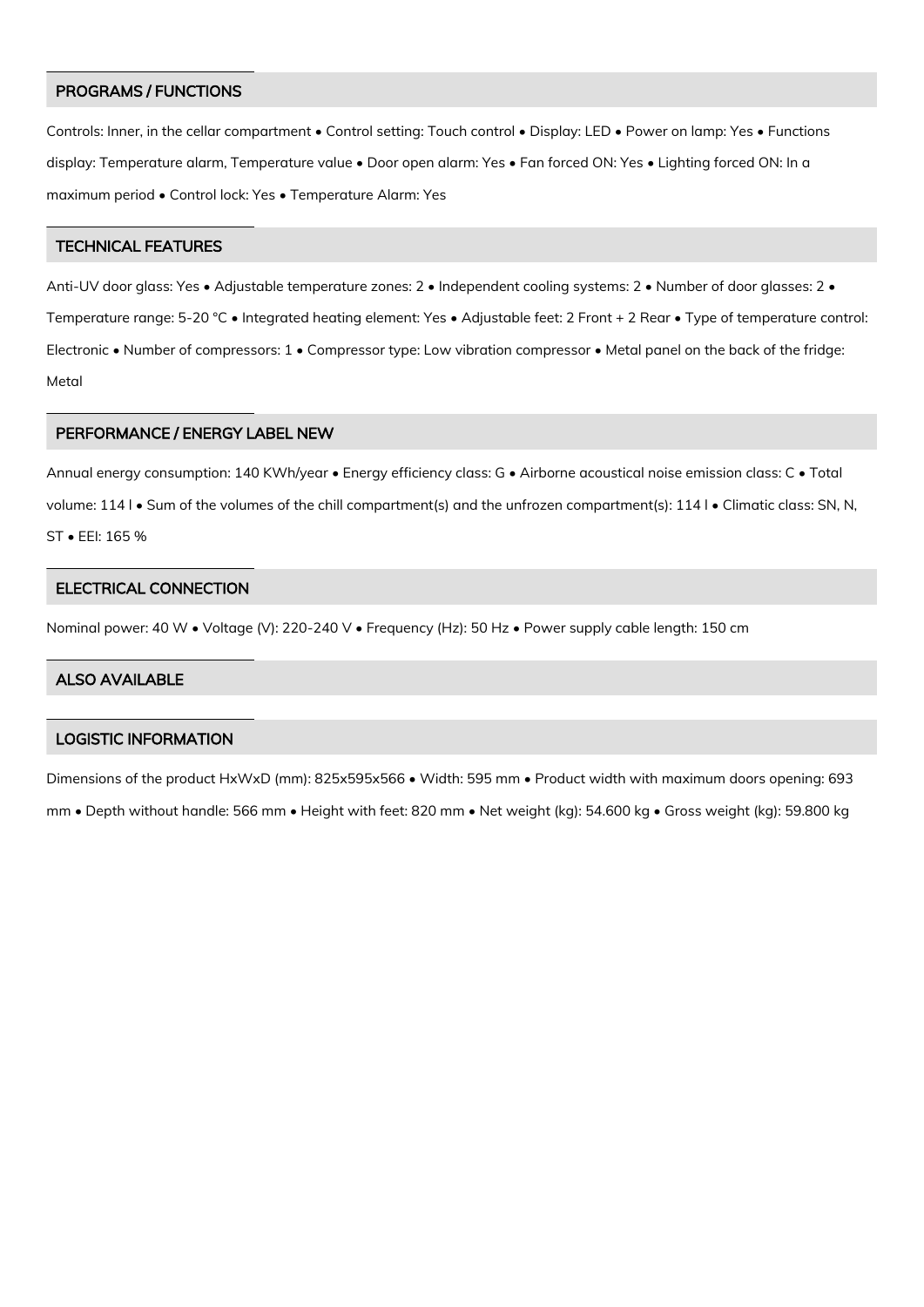## PROGRAMS / FUNCTIONS

Controls: Inner, in the cellar compartment • Control setting: Touch control • Display: LED • Power on lamp: Yes • Functions display: Temperature alarm, Temperature value • Door open alarm: Yes • Fan forced ON: Yes • Lighting forced ON: In a maximum period • Control lock: Yes • Temperature Alarm: Yes

## TECHNICAL FEATURES

Anti-UV door glass: Yes • Adjustable temperature zones: 2 • Independent cooling systems: 2 • Number of door glasses: 2 • Temperature range: 5-20 °C • Integrated heating element: Yes • Adjustable feet: 2 Front + 2 Rear • Type of temperature control: Electronic • Number of compressors: 1 • Compressor type: Low vibration compressor • Metal panel on the back of the fridge: Metal

## PERFORMANCE / ENERGY LABEL NEW

Annual energy consumption: 140 KWh/year • Energy efficiency class: G • Airborne acoustical noise emission class: C • Total volume: 114 l • Sum of the volumes of the chill compartment(s) and the unfrozen compartment(s): 114 l • Climatic class: SN, N, ST • EEI: 165 %

## ELECTRICAL CONNECTION

Nominal power: 40 W • Voltage (V): 220-240 V • Frequency (Hz): 50 Hz • Power supply cable length: 150 cm

## ALSO AVAILABLE

## LOGISTIC INFORMATION

Dimensions of the product HxWxD (mm): 825x595x566 • Width: 595 mm • Product width with maximum doors opening: 693 mm • Depth without handle: 566 mm • Height with feet: 820 mm • Net weight (kg): 54.600 kg • Gross weight (kg): 59.800 kg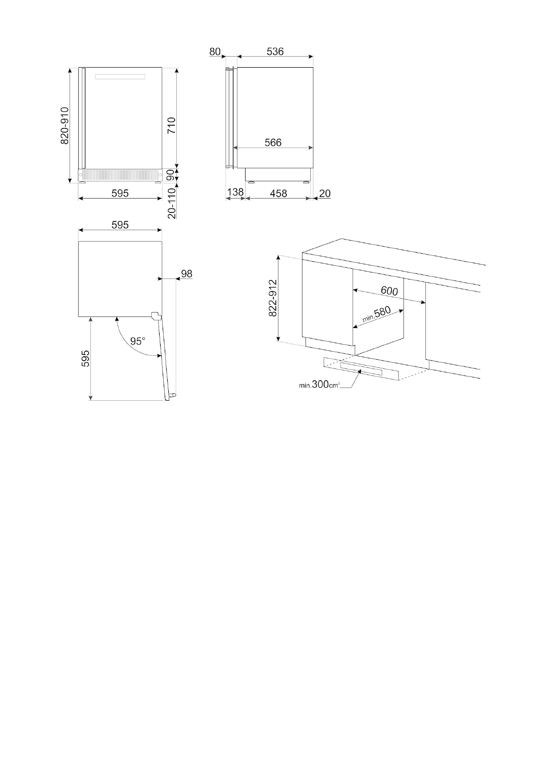820-910

710

90

595

20-110

80

536

566

138

458

20

595

98

95°

595

822-912

600

min.580

min.300cm²